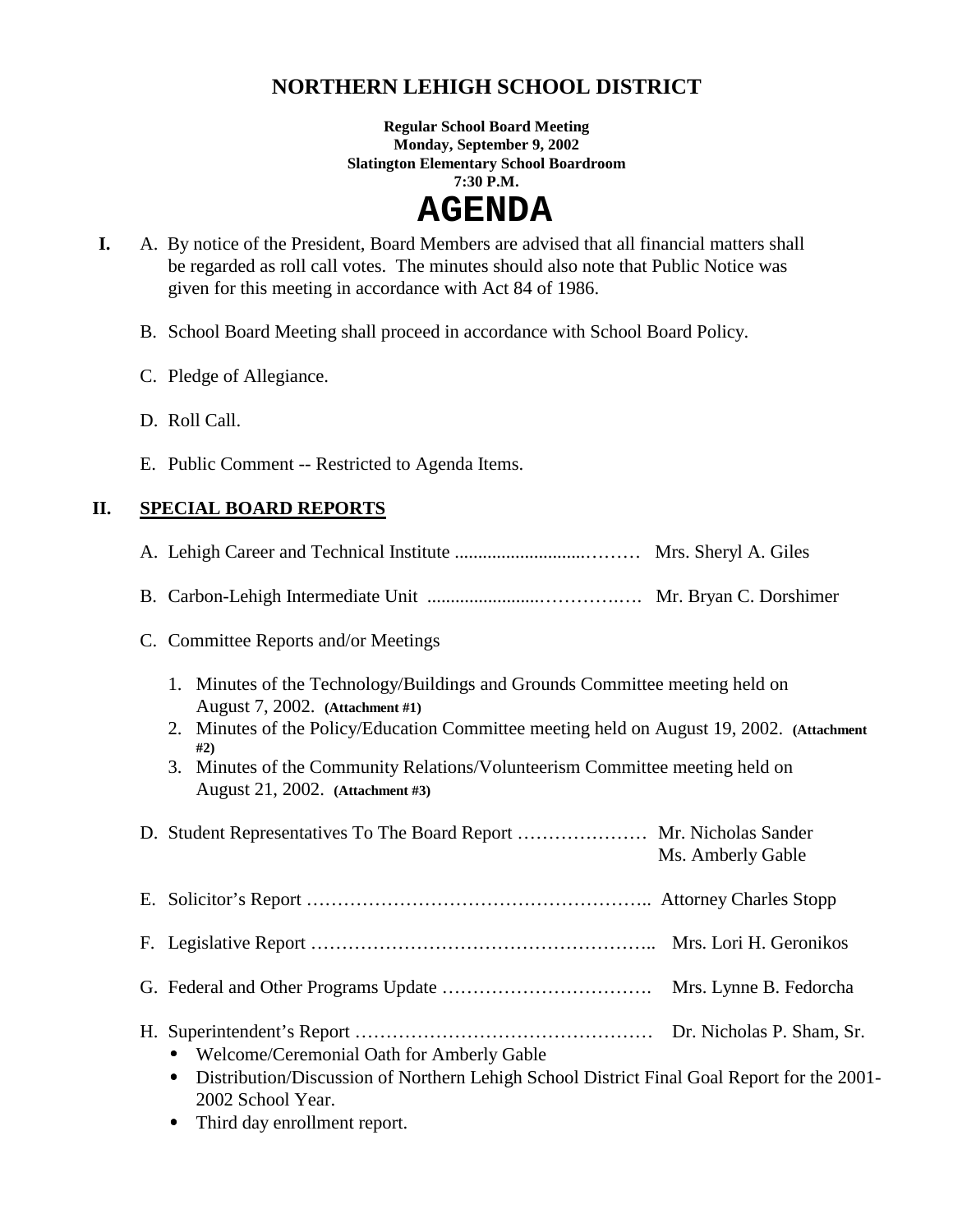# NORTHERN LEHIGH SCHOOL DISTRICT

**Regular School Board Meeting**
**Monday, September 9, 2002**
**Slatington Elementary School Boardroom**
**7:30 P.M.**

# AGENDA

**I.** A. By notice of the President, Board Members are advised that all financial matters shall be regarded as roll call votes. The minutes should also note that Public Notice was given for this meeting in accordance with Act 84 of 1986.

B. School Board Meeting shall proceed in accordance with School Board Policy.

C. Pledge of Allegiance.

D. Roll Call.

E. Public Comment -- Restricted to Agenda Items.

## II. SPECIAL BOARD REPORTS

A. Lehigh Career and Technical Institute ..................................……… Mrs. Sheryl A. Giles

B. Carbon-Lehigh Intermediate Unit .......................…………..…. Mr. Bryan C. Dorshimer

C. Committee Reports and/or Meetings

1. Minutes of the Technology/Buildings and Grounds Committee meeting held on August 7, 2002. **(Attachment #1)**
2. Minutes of the Policy/Education Committee meeting held on August 19, 2002. **(Attachment #2)**
3. Minutes of the Community Relations/Volunteerism Committee meeting held on August 21, 2002. **(Attachment #3)**

D. Student Representatives To The Board Report ………………… Mr. Nicholas Sander
Ms. Amberly Gable

E. Solicitor's Report ……………………………………………….. Attorney Charles Stopp

F. Legislative Report ……………………………………………….. Mrs. Lori H. Geronikos

G. Federal and Other Programs Update ……………………………. Mrs. Lynne B. Fedorcha

H. Superintendent's Report ………………………………………… Dr. Nicholas P. Sham, Sr.

- Welcome/Ceremonial Oath for Amberly Gable
- Distribution/Discussion of Northern Lehigh School District Final Goal Report for the 2001-2002 School Year.
- Third day enrollment report.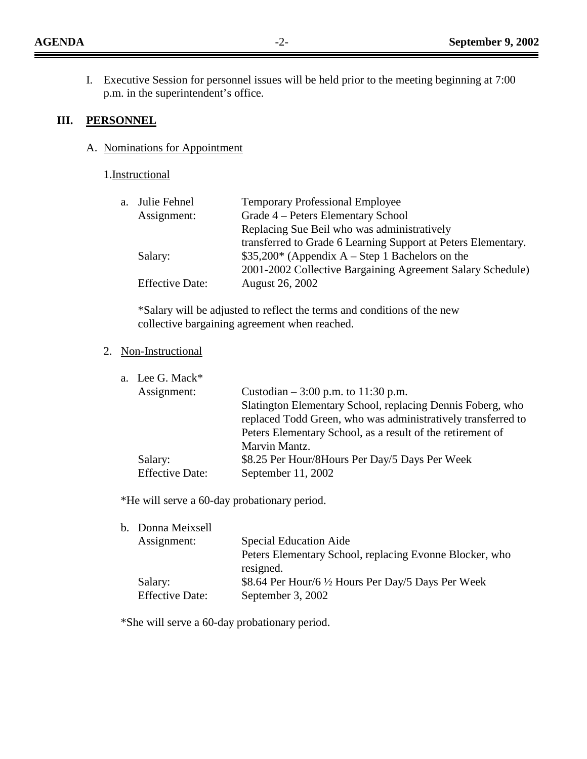I. Executive Session for personnel issues will be held prior to the meeting beginning at 7:00 p.m. in the superintendent's office.

## III. PERSONNEL

A. Nominations for Appointment

1. Instructional

a. Julie Fehnel — Temporary Professional Employee

| | |
|---|---|
| Assignment: | Grade 4 – Peters Elementary School<br>Replacing Sue Beil who was administratively transferred to Grade 6 Learning Support at Peters Elementary. |
| Salary: | $35,200* (Appendix A – Step 1 Bachelors on the 2001-2002 Collective Bargaining Agreement Salary Schedule) |
| Effective Date: | August 26, 2002 |

*Salary will be adjusted to reflect the terms and conditions of the new collective bargaining agreement when reached.

2. Non-Instructional

a. Lee G. Mack*

| | |
|---|---|
| Assignment: | Custodian – 3:00 p.m. to 11:30 p.m.<br>Slatington Elementary School, replacing Dennis Foberg, who replaced Todd Green, who was administratively transferred to Peters Elementary School, as a result of the retirement of Marvin Mantz. |
| Salary: | $8.25 Per Hour/8Hours Per Day/5 Days Per Week |
| Effective Date: | September 11, 2002 |

*He will serve a 60-day probationary period.

b. Donna Meixsell

| | |
|---|---|
| Assignment: | Special Education Aide<br>Peters Elementary School, replacing Evonne Blocker, who resigned. |
| Salary: | $8.64 Per Hour/6 ½ Hours Per Day/5 Days Per Week |
| Effective Date: | September 3, 2002 |

*She will serve a 60-day probationary period.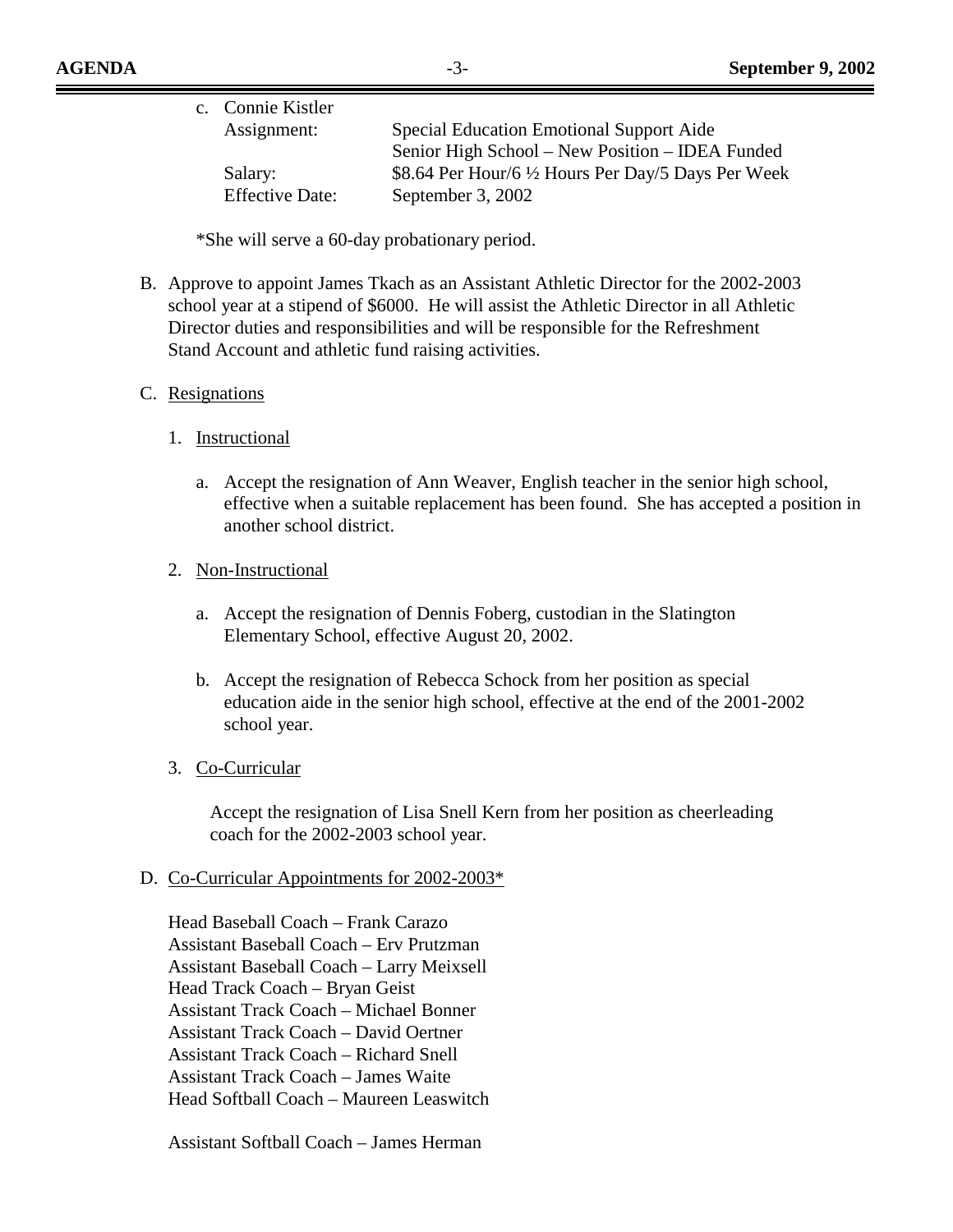c. Connie Kistler

| | |
|---|---|
| Assignment: | Special Education Emotional Support Aide<br>Senior High School – New Position – IDEA Funded |
| Salary: | $8.64 Per Hour/6 ½ Hours Per Day/5 Days Per Week |
| Effective Date: | September 3, 2002 |

*She will serve a 60-day probationary period.

B. Approve to appoint James Tkach as an Assistant Athletic Director for the 2002-2003 school year at a stipend of $6000. He will assist the Athletic Director in all Athletic Director duties and responsibilities and will be responsible for the Refreshment Stand Account and athletic fund raising activities.

C. <u>Resignations</u>

1. <u>Instructional</u>

   a. Accept the resignation of Ann Weaver, English teacher in the senior high school, effective when a suitable replacement has been found. She has accepted a position in another school district.

2. <u>Non-Instructional</u>

   a. Accept the resignation of Dennis Foberg, custodian in the Slatington Elementary School, effective August 20, 2002.

   b. Accept the resignation of Rebecca Schock from her position as special education aide in the senior high school, effective at the end of the 2001-2002 school year.

3. <u>Co-Curricular</u>

   Accept the resignation of Lisa Snell Kern from her position as cheerleading coach for the 2002-2003 school year.

D. <u>Co-Curricular Appointments for 2002-2003*</u>

Head Baseball Coach – Frank Carazo
Assistant Baseball Coach – Erv Prutzman
Assistant Baseball Coach – Larry Meixsell
Head Track Coach – Bryan Geist
Assistant Track Coach – Michael Bonner
Assistant Track Coach – David Oertner
Assistant Track Coach – Richard Snell
Assistant Track Coach – James Waite
Head Softball Coach – Maureen Leaswitch

Assistant Softball Coach – James Herman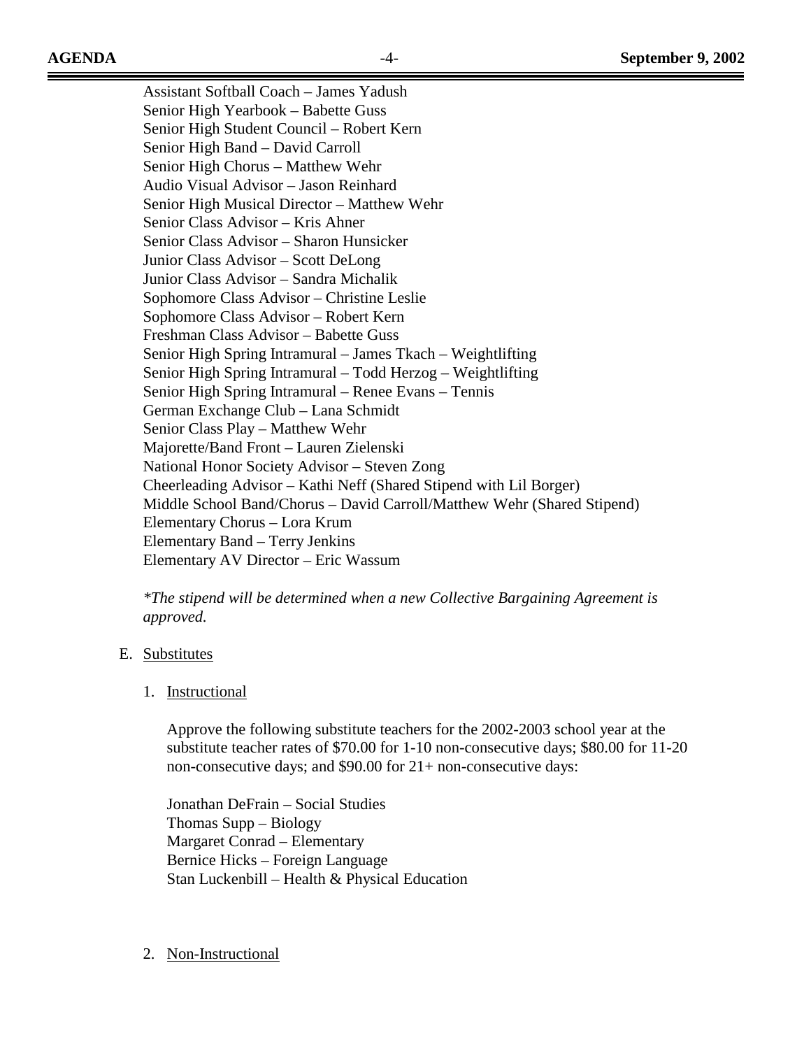Assistant Softball Coach – James Yadush
Senior High Yearbook – Babette Guss
Senior High Student Council – Robert Kern
Senior High Band – David Carroll
Senior High Chorus – Matthew Wehr
Audio Visual Advisor – Jason Reinhard
Senior High Musical Director – Matthew Wehr
Senior Class Advisor – Kris Ahner
Senior Class Advisor – Sharon Hunsicker
Junior Class Advisor – Scott DeLong
Junior Class Advisor – Sandra Michalik
Sophomore Class Advisor – Christine Leslie
Sophomore Class Advisor – Robert Kern
Freshman Class Advisor – Babette Guss
Senior High Spring Intramural – James Tkach – Weightlifting
Senior High Spring Intramural – Todd Herzog – Weightlifting
Senior High Spring Intramural – Renee Evans – Tennis
German Exchange Club – Lana Schmidt
Senior Class Play – Matthew Wehr
Majorette/Band Front – Lauren Zielenski
National Honor Society Advisor – Steven Zong
Cheerleading Advisor – Kathi Neff (Shared Stipend with Lil Borger)
Middle School Band/Chorus – David Carroll/Matthew Wehr (Shared Stipend)
Elementary Chorus – Lora Krum
Elementary Band – Terry Jenkins
Elementary AV Director – Eric Wassum

*\*The stipend will be determined when a new Collective Bargaining Agreement is approved.*

E. Substitutes

1. Instructional

Approve the following substitute teachers for the 2002-2003 school year at the substitute teacher rates of $70.00 for 1-10 non-consecutive days; $80.00 for 11-20 non-consecutive days; and $90.00 for 21+ non-consecutive days:

Jonathan DeFrain – Social Studies
Thomas Supp – Biology
Margaret Conrad – Elementary
Bernice Hicks – Foreign Language
Stan Luckenbill – Health & Physical Education

2. Non-Instructional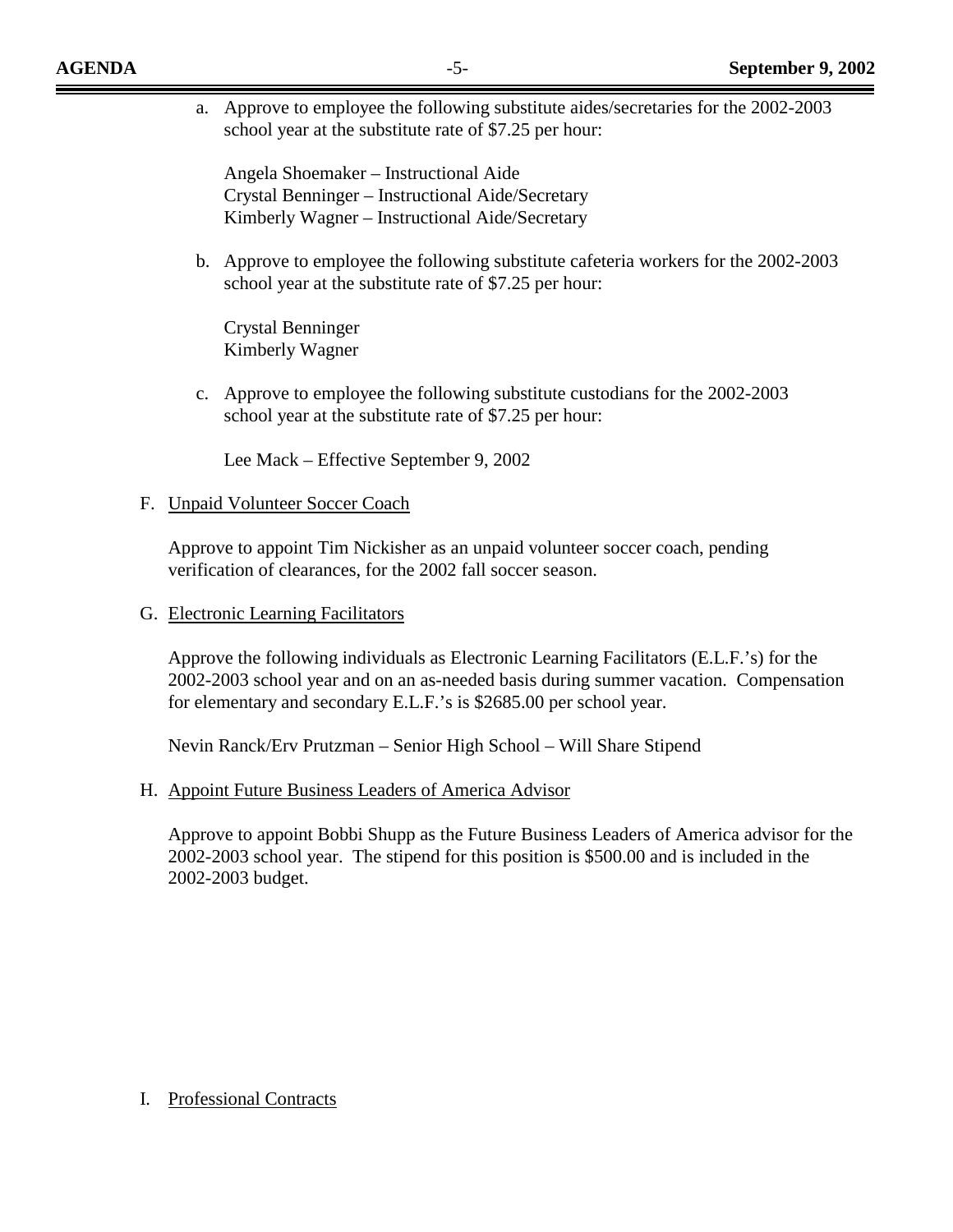a. Approve to employee the following substitute aides/secretaries for the 2002-2003 school year at the substitute rate of $7.25 per hour:

   Angela Shoemaker – Instructional Aide
   Crystal Benninger – Instructional Aide/Secretary
   Kimberly Wagner – Instructional Aide/Secretary

b. Approve to employee the following substitute cafeteria workers for the 2002-2003 school year at the substitute rate of $7.25 per hour:

   Crystal Benninger
   Kimberly Wagner

c. Approve to employee the following substitute custodians for the 2002-2003 school year at the substitute rate of $7.25 per hour:

   Lee Mack – Effective September 9, 2002

F. Unpaid Volunteer Soccer Coach

Approve to appoint Tim Nickisher as an unpaid volunteer soccer coach, pending verification of clearances, for the 2002 fall soccer season.

G. Electronic Learning Facilitators

Approve the following individuals as Electronic Learning Facilitators (E.L.F.'s) for the 2002-2003 school year and on an as-needed basis during summer vacation. Compensation for elementary and secondary E.L.F.'s is $2685.00 per school year.

Nevin Ranck/Erv Prutzman – Senior High School – Will Share Stipend

H. Appoint Future Business Leaders of America Advisor

Approve to appoint Bobbi Shupp as the Future Business Leaders of America advisor for the 2002-2003 school year. The stipend for this position is $500.00 and is included in the 2002-2003 budget.

I. Professional Contracts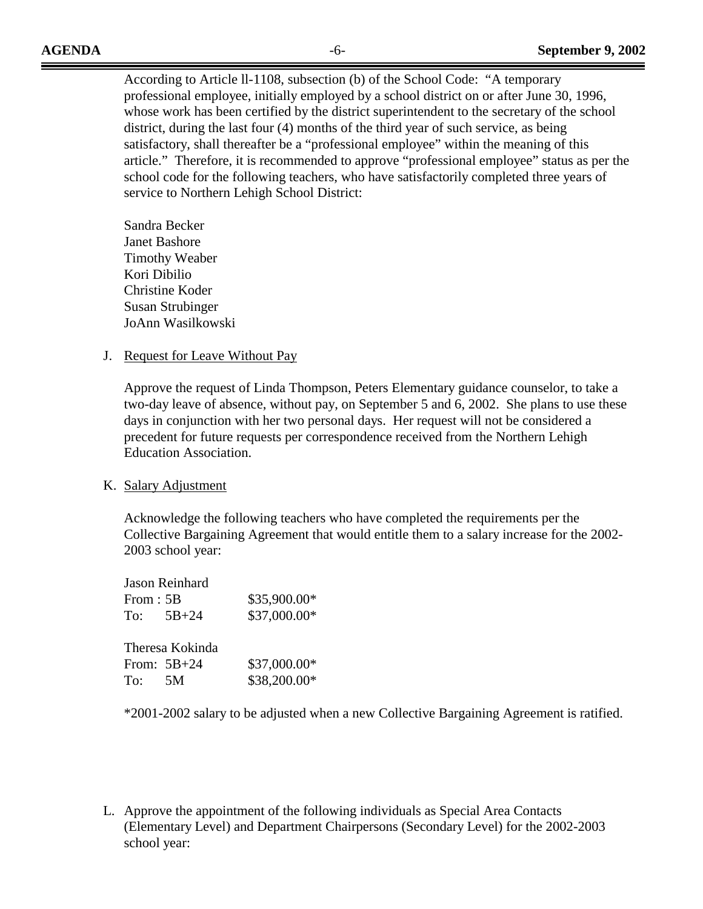According to Article ll-1108, subsection (b) of the School Code: "A temporary professional employee, initially employed by a school district on or after June 30, 1996, whose work has been certified by the district superintendent to the secretary of the school district, during the last four (4) months of the third year of such service, as being satisfactory, shall thereafter be a "professional employee" within the meaning of this article." Therefore, it is recommended to approve "professional employee" status as per the school code for the following teachers, who have satisfactorily completed three years of service to Northern Lehigh School District:

Sandra Becker
Janet Bashore
Timothy Weaber
Kori Dibilio
Christine Koder
Susan Strubinger
JoAnn Wasilkowski

J. <u>Request for Leave Without Pay</u>

Approve the request of Linda Thompson, Peters Elementary guidance counselor, to take a two-day leave of absence, without pay, on September 5 and 6, 2002. She plans to use these days in conjunction with her two personal days. Her request will not be considered a precedent for future requests per correspondence received from the Northern Lehigh Education Association.

K. <u>Salary Adjustment</u>

Acknowledge the following teachers who have completed the requirements per the Collective Bargaining Agreement that would entitle them to a salary increase for the 2002-2003 school year:

Jason Reinhard
From : 5B $35,900.00*
To: 5B+24 $37,000.00*

Theresa Kokinda
From: 5B+24 $37,000.00*
To: 5M $38,200.00*

*2001-2002 salary to be adjusted when a new Collective Bargaining Agreement is ratified.

L. Approve the appointment of the following individuals as Special Area Contacts (Elementary Level) and Department Chairpersons (Secondary Level) for the 2002-2003 school year: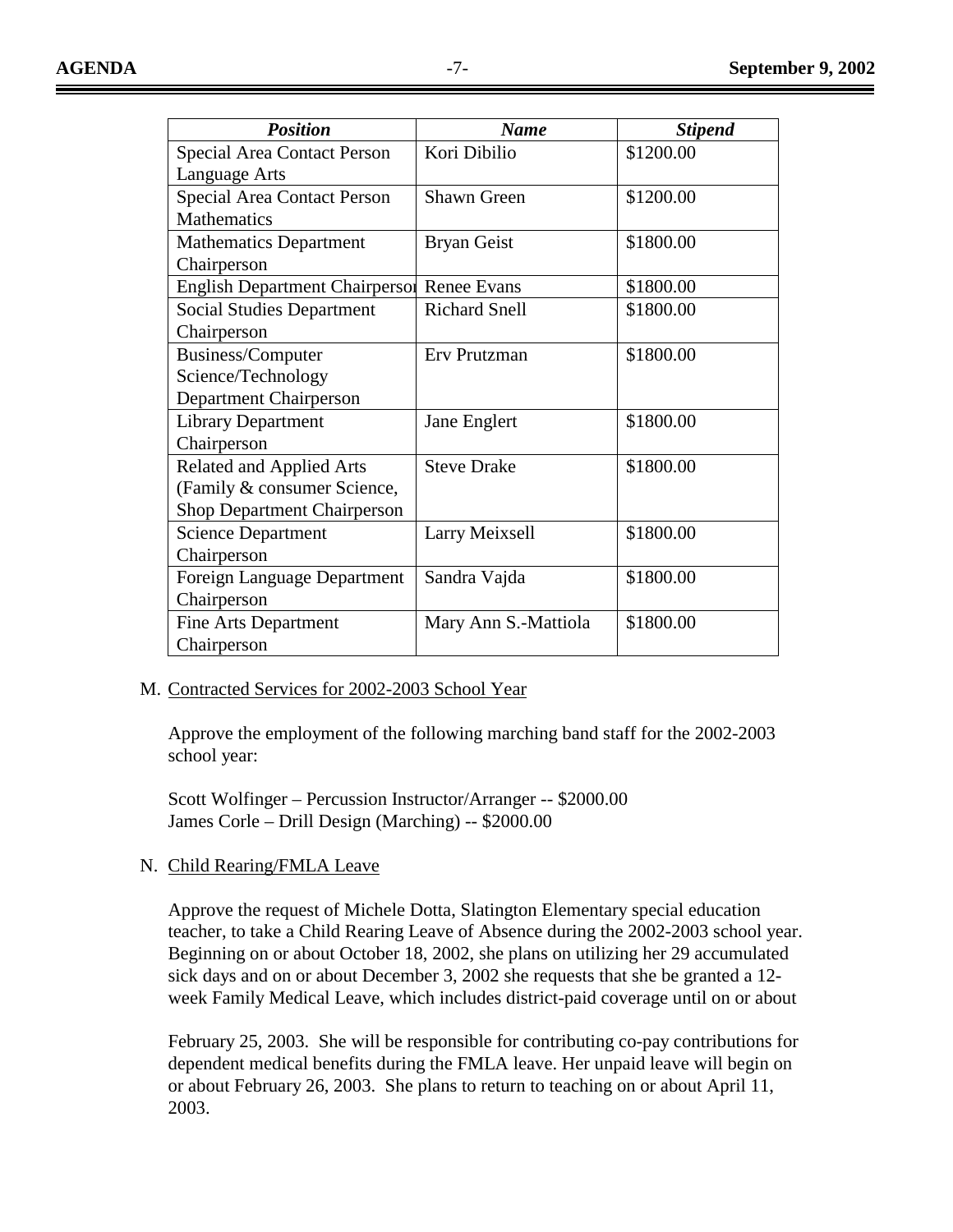| *Position* | *Name* | *Stipend* |
| --- | --- | --- |
| Special Area Contact Person Language Arts | Kori Dibilio | \$1200.00 |
| Special Area Contact Person Mathematics | Shawn Green | \$1200.00 |
| Mathematics Department Chairperson | Bryan Geist | \$1800.00 |
| English Department Chairperson | Renee Evans | \$1800.00 |
| Social Studies Department Chairperson | Richard Snell | \$1800.00 |
| Business/Computer Science/Technology Department Chairperson | Erv Prutzman | \$1800.00 |
| Library Department Chairperson | Jane Englert | \$1800.00 |
| Related and Applied Arts (Family & consumer Science, Shop Department Chairperson | Steve Drake | \$1800.00 |
| Science Department Chairperson | Larry Meixsell | \$1800.00 |
| Foreign Language Department Chairperson | Sandra Vajda | \$1800.00 |
| Fine Arts Department Chairperson | Mary Ann S.-Mattiola | \$1800.00 |

M. <u>Contracted Services for 2002-2003 School Year</u>

Approve the employment of the following marching band staff for the 2002-2003 school year:

Scott Wolfinger – Percussion Instructor/Arranger -- \$2000.00
James Corle – Drill Design (Marching) -- \$2000.00

N. <u>Child Rearing/FMLA Leave</u>

Approve the request of Michele Dotta, Slatington Elementary special education teacher, to take a Child Rearing Leave of Absence during the 2002-2003 school year. Beginning on or about October 18, 2002, she plans on utilizing her 29 accumulated sick days and on or about December 3, 2002 she requests that she be granted a 12-week Family Medical Leave, which includes district-paid coverage until on or about February 25, 2003. She will be responsible for contributing co-pay contributions for dependent medical benefits during the FMLA leave. Her unpaid leave will begin on or about February 26, 2003. She plans to return to teaching on or about April 11, 2003.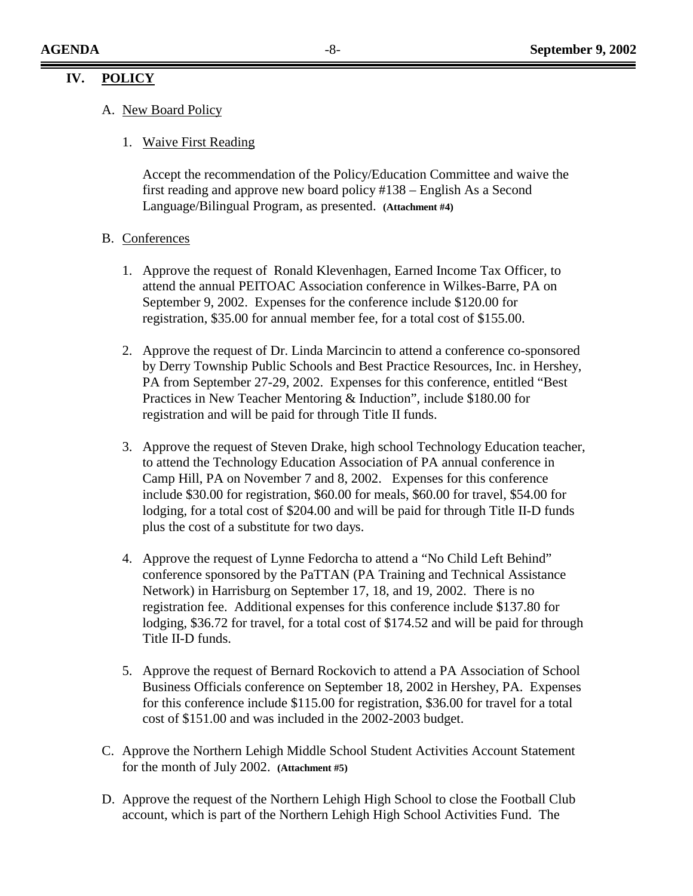## IV. POLICY

A. New Board Policy

1. Waive First Reading

   Accept the recommendation of the Policy/Education Committee and waive the first reading and approve new board policy #138 – English As a Second Language/Bilingual Program, as presented. **(Attachment #4)**

B. Conferences

1. Approve the request of Ronald Klevenhagen, Earned Income Tax Officer, to attend the annual PEITOAC Association conference in Wilkes-Barre, PA on September 9, 2002. Expenses for the conference include $120.00 for registration, $35.00 for annual member fee, for a total cost of $155.00.

2. Approve the request of Dr. Linda Marcincin to attend a conference co-sponsored by Derry Township Public Schools and Best Practice Resources, Inc. in Hershey, PA from September 27-29, 2002. Expenses for this conference, entitled "Best Practices in New Teacher Mentoring & Induction", include $180.00 for registration and will be paid for through Title II funds.

3. Approve the request of Steven Drake, high school Technology Education teacher, to attend the Technology Education Association of PA annual conference in Camp Hill, PA on November 7 and 8, 2002. Expenses for this conference include $30.00 for registration, $60.00 for meals, $60.00 for travel, $54.00 for lodging, for a total cost of $204.00 and will be paid for through Title II-D funds plus the cost of a substitute for two days.

4. Approve the request of Lynne Fedorcha to attend a "No Child Left Behind" conference sponsored by the PaTTAN (PA Training and Technical Assistance Network) in Harrisburg on September 17, 18, and 19, 2002. There is no registration fee. Additional expenses for this conference include $137.80 for lodging, $36.72 for travel, for a total cost of $174.52 and will be paid for through Title II-D funds.

5. Approve the request of Bernard Rockovich to attend a PA Association of School Business Officials conference on September 18, 2002 in Hershey, PA. Expenses for this conference include $115.00 for registration, $36.00 for travel for a total cost of $151.00 and was included in the 2002-2003 budget.

C. Approve the Northern Lehigh Middle School Student Activities Account Statement for the month of July 2002. **(Attachment #5)**

D. Approve the request of the Northern Lehigh High School to close the Football Club account, which is part of the Northern Lehigh High School Activities Fund. The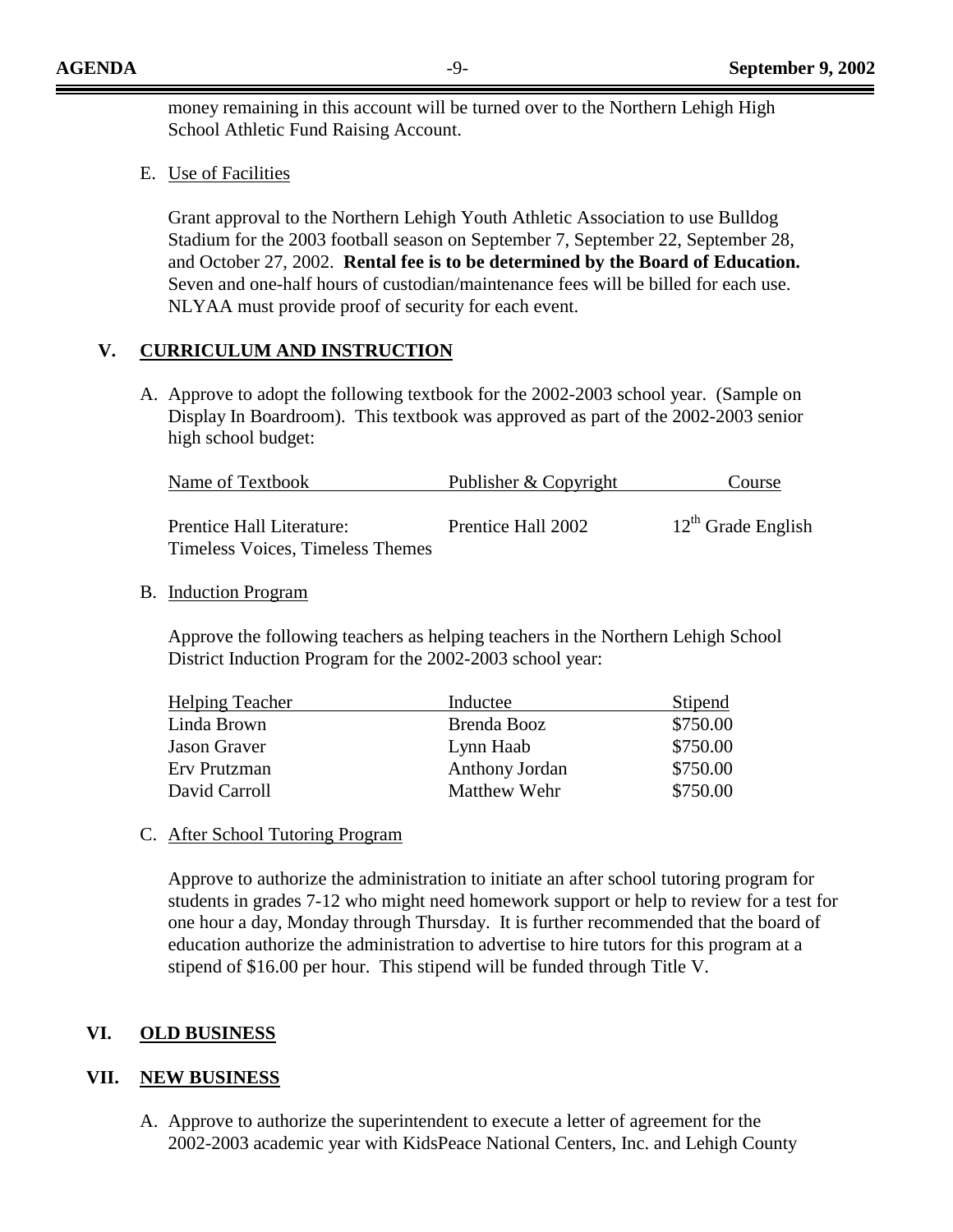money remaining in this account will be turned over to the Northern Lehigh High School Athletic Fund Raising Account.

E. Use of Facilities

Grant approval to the Northern Lehigh Youth Athletic Association to use Bulldog Stadium for the 2003 football season on September 7, September 22, September 28, and October 27, 2002. **Rental fee is to be determined by the Board of Education.** Seven and one-half hours of custodian/maintenance fees will be billed for each use. NLYAA must provide proof of security for each event.

## V. CURRICULUM AND INSTRUCTION

A. Approve to adopt the following textbook for the 2002-2003 school year. (Sample on Display In Boardroom). This textbook was approved as part of the 2002-2003 senior high school budget:

| Name of Textbook | Publisher & Copyright | Course |
|---|---|---|
| Prentice Hall Literature: Timeless Voices, Timeless Themes | Prentice Hall 2002 | 12th Grade English |

B. Induction Program

Approve the following teachers as helping teachers in the Northern Lehigh School District Induction Program for the 2002-2003 school year:

| Helping Teacher | Inductee | Stipend |
|---|---|---|
| Linda Brown | Brenda Booz | \$750.00 |
| Jason Graver | Lynn Haab | \$750.00 |
| Erv Prutzman | Anthony Jordan | \$750.00 |
| David Carroll | Matthew Wehr | \$750.00 |

C. After School Tutoring Program

Approve to authorize the administration to initiate an after school tutoring program for students in grades 7-12 who might need homework support or help to review for a test for one hour a day, Monday through Thursday. It is further recommended that the board of education authorize the administration to advertise to hire tutors for this program at a stipend of \$16.00 per hour. This stipend will be funded through Title V.

## VI. OLD BUSINESS

## VII. NEW BUSINESS

A. Approve to authorize the superintendent to execute a letter of agreement for the 2002-2003 academic year with KidsPeace National Centers, Inc. and Lehigh County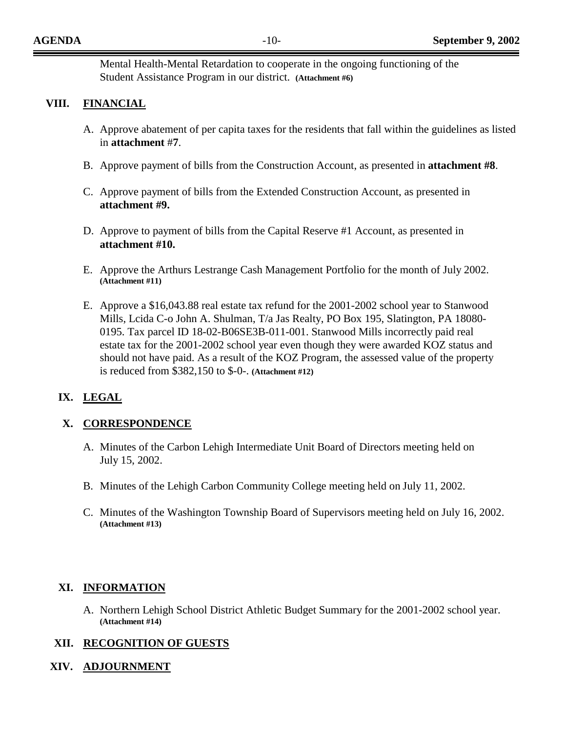Mental Health-Mental Retardation to cooperate in the ongoing functioning of the Student Assistance Program in our district. **(Attachment #6)**

## VIII. FINANCIAL

A. Approve abatement of per capita taxes for the residents that fall within the guidelines as listed in **attachment** #**7**.

B. Approve payment of bills from the Construction Account, as presented in **attachment #8**.

C. Approve payment of bills from the Extended Construction Account, as presented in **attachment #9.**

D. Approve to payment of bills from the Capital Reserve #1 Account, as presented in **attachment #10.**

E. Approve the Arthurs Lestrange Cash Management Portfolio for the month of July 2002. **(Attachment #11)**

E. Approve a $16,043.88 real estate tax refund for the 2001-2002 school year to Stanwood Mills, Lcida C-o John A. Shulman, T/a Jas Realty, PO Box 195, Slatington, PA 18080-0195. Tax parcel ID 18-02-B06SE3B-011-001. Stanwood Mills incorrectly paid real estate tax for the 2001-2002 school year even though they were awarded KOZ status and should not have paid. As a result of the KOZ Program, the assessed value of the property is reduced from $382,150 to $-0-. **(Attachment #12)**

## IX. LEGAL

## X. CORRESPONDENCE

A. Minutes of the Carbon Lehigh Intermediate Unit Board of Directors meeting held on July 15, 2002.

B. Minutes of the Lehigh Carbon Community College meeting held on July 11, 2002.

C. Minutes of the Washington Township Board of Supervisors meeting held on July 16, 2002. **(Attachment #13)**

## XI. INFORMATION

A. Northern Lehigh School District Athletic Budget Summary for the 2001-2002 school year. **(Attachment #14)**

## XII. RECOGNITION OF GUESTS

## XIV. ADJOURNMENT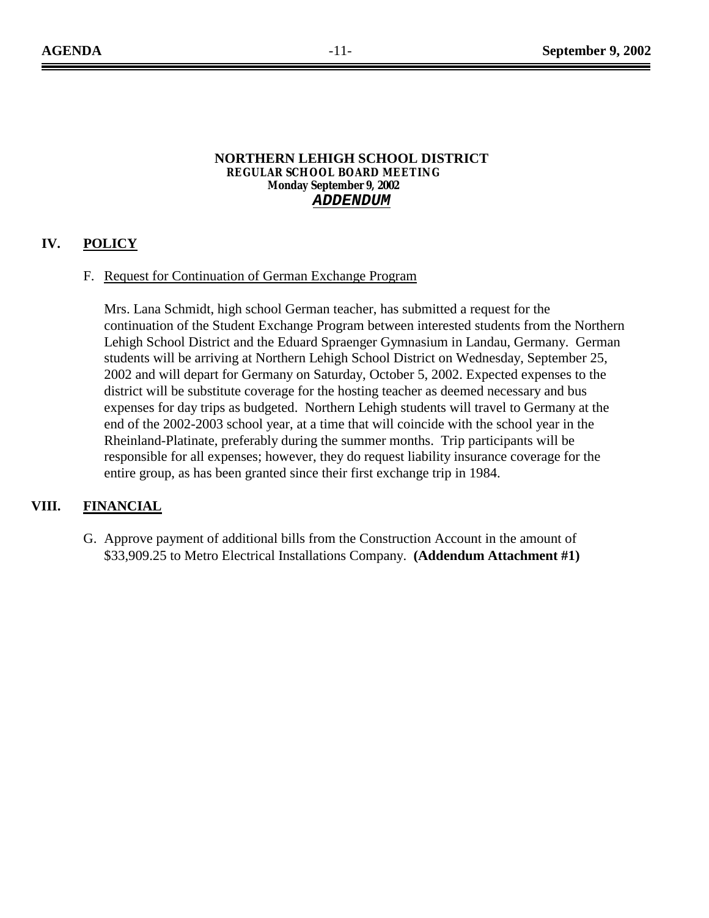**NORTHERN LEHIGH SCHOOL DISTRICT**
**REGULAR SCHOOL BOARD MEETING**
**Monday September 9, 2002**
***ADDENDUM***

## IV. POLICY

F. Request for Continuation of German Exchange Program

Mrs. Lana Schmidt, high school German teacher, has submitted a request for the continuation of the Student Exchange Program between interested students from the Northern Lehigh School District and the Eduard Spraenger Gymnasium in Landau, Germany. German students will be arriving at Northern Lehigh School District on Wednesday, September 25, 2002 and will depart for Germany on Saturday, October 5, 2002. Expected expenses to the district will be substitute coverage for the hosting teacher as deemed necessary and bus expenses for day trips as budgeted. Northern Lehigh students will travel to Germany at the end of the 2002-2003 school year, at a time that will coincide with the school year in the Rheinland-Platinate, preferably during the summer months. Trip participants will be responsible for all expenses; however, they do request liability insurance coverage for the entire group, as has been granted since their first exchange trip in 1984.

## VIII. FINANCIAL

G. Approve payment of additional bills from the Construction Account in the amount of $33,909.25 to Metro Electrical Installations Company. **(Addendum Attachment #1)**